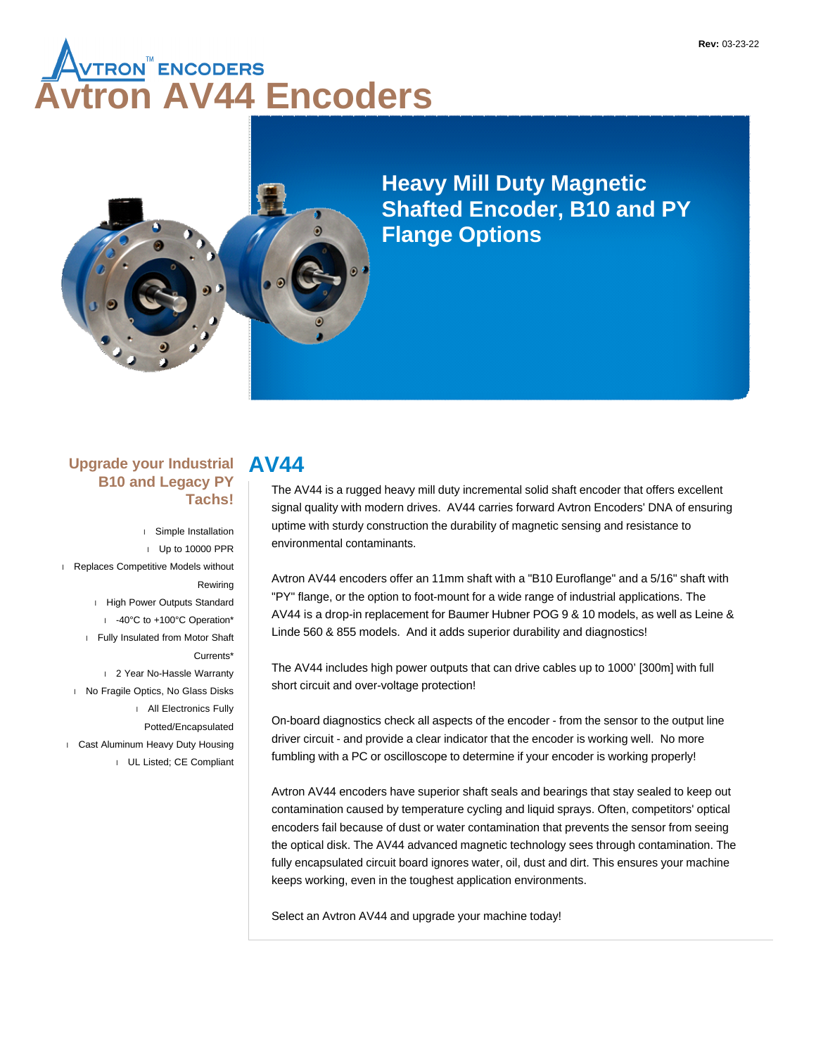Rev: 03-23-22

# Avtron AV44 Encoders

## Heavy Mill Duty Magnetic Shafted Encoder, B10 and PY Flange Options

### Upgrade your Industrial B10 and Legacy PY Tachs!

- Simple Installation
- Up to 10000 PPR
- Replaces Competitive Models without Rewiring
- High Power Outputs Standard
- -40°C to +100°C Operation*
- Fully Insulated from Motor Shaft Currents*
- 2 Year No-Hassle Warranty
- No Fragile Optics, No Glass Disks
- All Electronics Fully Potted/Encapsulated
- Cast Aluminum Heavy Duty Housing
- UL Listed; CE Compliant

## AV44

The AV44 is a rugged heavy mill duty incremental solid shaft encoder that offers excellent signal quality with modern drives. AV44 carries forward Avtron Encoders' DNA of ensuring uptime with sturdy construction the durability of magnetic sensing and resistance to environmental contaminants.

Avtron AV44 encoders offer an 11mm shaft with a "B10 Euroflange" and a 5/16" shaft with "PY" flange, or the option to foot-mount for a wide range of industrial applications. The AV44 is a drop-in replacement for Baumer Hubner POG 9 & 10 models, as well as Leine & Linde 560 & 855 models. And it adds superior durability and diagnostics!

The AV44 includes high power outputs that can drive cables up to 1000' [300m] with full short circuit and over-voltage protection!

On-board diagnostics check all aspects of the encoder - from the sensor to the output line driver circuit - and provide a clear indicator that the encoder is working well. No more fumbling with a PC or oscilloscope to determine if your encoder is working properly!

Avtron AV44 encoders have superior shaft seals and bearings that stay sealed to keep out contamination caused by temperature cycling and liquid sprays. Often, competitors' optical encoders fail because of dust or water contamination that prevents the sensor from seeing the optical disk. The AV44 advanced magnetic technology sees through contamination. The fully encapsulated circuit board ignores water, oil, dust and dirt. This ensures your machine keeps working, even in the toughest application environments.

Select an Avtron AV44 and upgrade your machine today!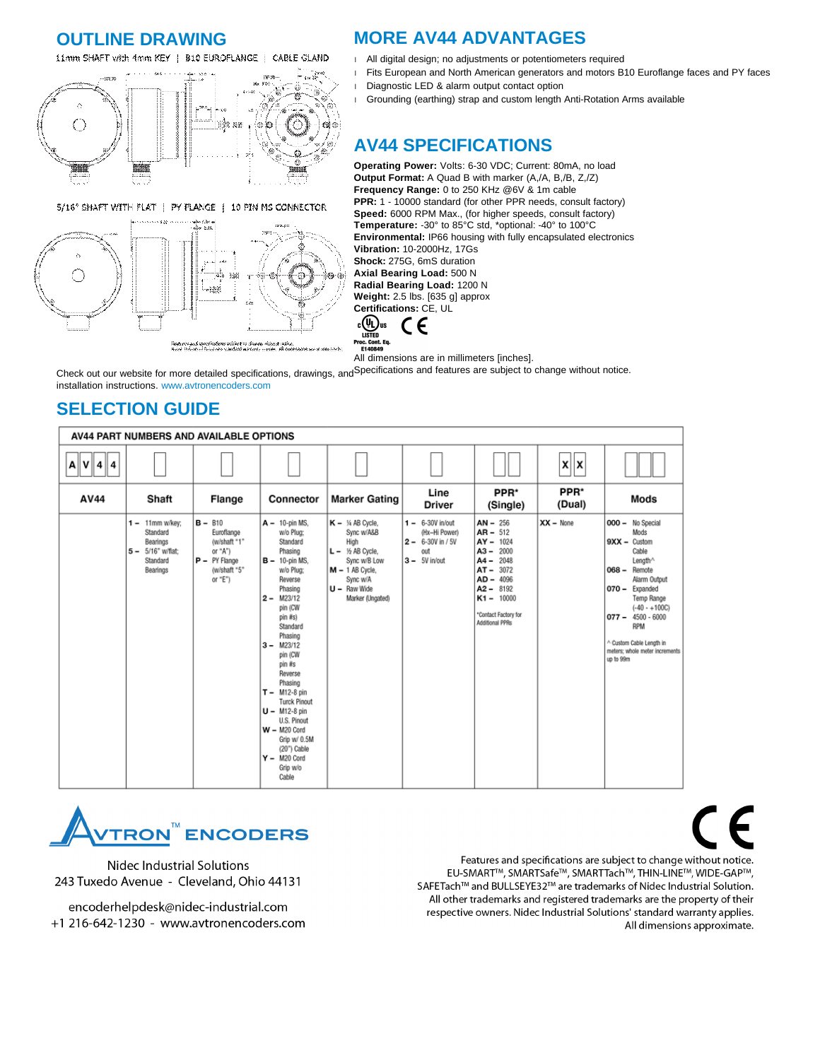## OUTLINE DRAWING

11mm SHAFT with 4mm KEY | B10 EUROFLANGE | CABLE GLAND

5/16" SHAFT WITH FLAT | PY FLANGE | 10 PIN MS CONNECTOR

Check out our website for more detailed specifications, drawings, and installation instructions. www.avtronencoders.com

## MORE AV44 ADVANTAGES

- All digital design; no adjustments or potentiometers required
- Fits European and North American generators and motors B10 Euroflange faces and PY faces
- Diagnostic LED & alarm output contact option
- Grounding (earthing) strap and custom length Anti-Rotation Arms available

## AV44 SPECIFICATIONS

**Operating Power:** Volts: 6-30 VDC; Current: 80mA, no load
**Output Format:** A Quad B with marker (A,/A, B,/B, Z,/Z)
**Frequency Range:** 0 to 250 KHz @6V & 1m cable
**PPR:** 1 - 10000 standard (for other PPR needs, consult factory)
**Speed:** 6000 RPM Max., (for higher speeds, consult factory)
**Temperature:** -30° to 85°C std, *optional: -40° to 100°C
**Environmental:** IP66 housing with fully encapsulated electronics
**Vibration:** 10-2000Hz, 17Gs
**Shock:** 275G, 6mS duration
**Axial Bearing Load:** 500 N
**Radial Bearing Load:** 1200 N
**Weight:** 2.5 lbs. [635 g] approx
**Certifications:** CE, UL

c UL us LISTED Proc. Cont. Eq. E140849 CE

All dimensions are in millimeters [inches].
Specifications and features are subject to change without notice.

## SELECTION GUIDE

AV44 PART NUMBERS AND AVAILABLE OPTIONS

| A V 4 4 | ☐ | ☐ | ☐ | ☐ | ☐ | ☐☐ | X X | ☐☐☐ |
|---|---|---|---|---|---|---|---|---|
| **AV44** | **Shaft** | **Flange** | **Connector** | **Marker Gating** | **Line Driver** | **PPR* (Single)** | **PPR* (Dual)** | **Mods** |
| | **1 –** 11mm w/key; Standard Bearings<br>**5 –** 5/16" w/flat; Standard Bearings | **B –** B10 Euroflange (w/shaft "1" or "A")<br>**P –** PY Flange (w/shaft "5" or "E") | **A –** 10-pin MS, w/o Plug; Standard Phasing<br>**B –** 10-pin MS, w/o Plug; Reverse Phasing<br>**2 –** M23/12 pin (CW pin #s) Standard Phasing<br>**3 –** M23/12 pin (CW pin #s Reverse Phasing<br>**T –** M12-8 pin Turck Pinout<br>**U –** M12-8 pin U.S. Pinout<br>**W –** M20 Cord Grip w/ 0.5M (20") Cable<br>**Y –** M20 Cord Grip w/o Cable | **K –** ¼ AB Cycle, Sync w/A&B High<br>**L –** ½ AB Cycle, Sync w/B Low<br>**M –** 1 AB Cycle, Sync w/A<br>**U –** Raw Wide Marker (Ungated) | **1 –** 6-30V in/out (Hx–Hi Power)<br>**2 –** 6-30V in / 5V out<br>**3 –** 5V in/out | **AN –** 256<br>**AR –** 512<br>**AY –** 1024<br>**A3 –** 2000<br>**A4 –** 2048<br>**AT –** 3072<br>**AD –** 4096<br>**A2 –** 8192<br>**K1 –** 10000<br><br>*Contact Factory for Additional PPRs | **XX –** None | **000 –** No Special Mods<br>**9XX –** Custom Cable Length^<br>**068 –** Remote Alarm Output<br>**070 –** Expanded Temp Range (-40 - +100C)<br>**077 –** 4500 - 6000 RPM<br><br>^ Custom Cable Length in meters; whole meter increments up to 99m |

AVTRON™ ENCODERS

Nidec Industrial Solutions
243 Tuxedo Avenue - Cleveland, Ohio 44131

encoderhelpdesk@nidec-industrial.com
+1 216-642-1230 - www.avtronencoders.com

CE

Features and specifications are subject to change without notice.
EU-SMART™, SMARTSafe™, SMARTTach™, THIN-LINE™, WIDE-GAP™,
SAFETach™ and BULLSEYE32™ are trademarks of Nidec Industrial Solution.
All other trademarks and registered trademarks are the property of their respective owners. Nidec Industrial Solutions' standard warranty applies.
All dimensions approximate.